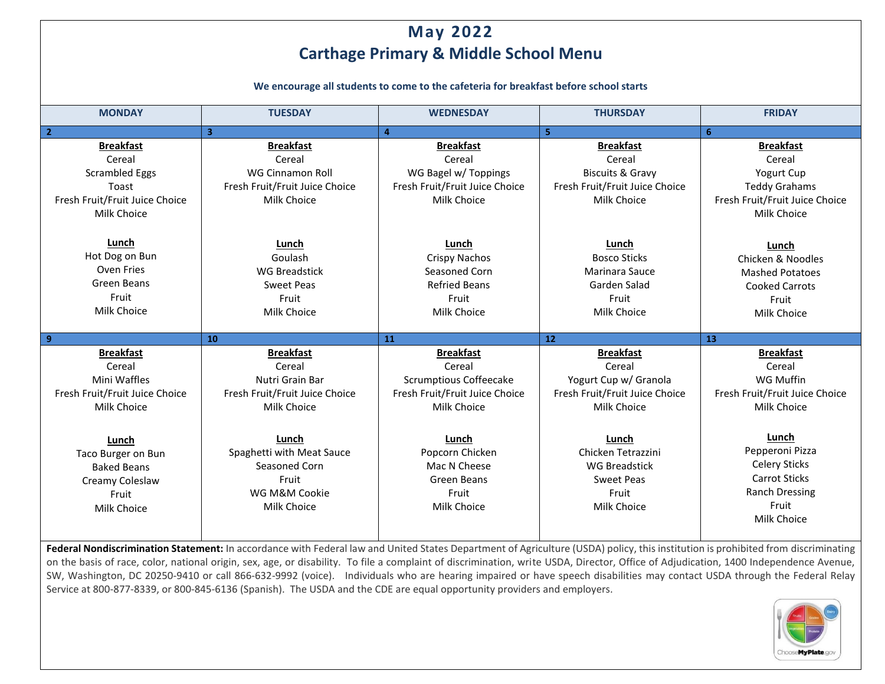# May 2022
# Carthage Primary & Middle School Menu

**We encourage all students to come to the cafeteria for breakfast before school starts**

| MONDAY | TUESDAY | WEDNESDAY | THURSDAY | FRIDAY |
|---|---|---|---|---|
| **2** | **3** | **4** | **5** | **6** |
| **Breakfast**<br>Cereal<br>Scrambled Eggs<br>Toast<br>Fresh Fruit/Fruit Juice Choice<br>Milk Choice<br><br>**Lunch**<br>Hot Dog on Bun<br>Oven Fries<br>Green Beans<br>Fruit<br>Milk Choice | **Breakfast**<br>Cereal<br>WG Cinnamon Roll<br>Fresh Fruit/Fruit Juice Choice<br>Milk Choice<br><br>**Lunch**<br>Goulash<br>WG Breadstick<br>Sweet Peas<br>Fruit<br>Milk Choice | **Breakfast**<br>Cereal<br>WG Bagel w/ Toppings<br>Fresh Fruit/Fruit Juice Choice<br>Milk Choice<br><br>**Lunch**<br>Crispy Nachos<br>Seasoned Corn<br>Refried Beans<br>Fruit<br>Milk Choice | **Breakfast**<br>Cereal<br>Biscuits & Gravy<br>Fresh Fruit/Fruit Juice Choice<br>Milk Choice<br><br>**Lunch**<br>Bosco Sticks<br>Marinara Sauce<br>Garden Salad<br>Fruit<br>Milk Choice | **Breakfast**<br>Cereal<br>Yogurt Cup<br>Teddy Grahams<br>Fresh Fruit/Fruit Juice Choice<br>Milk Choice<br><br>**Lunch**<br>Chicken & Noodles<br>Mashed Potatoes<br>Cooked Carrots<br>Fruit<br>Milk Choice |
| **9** | **10** | **11** | **12** | **13** |
| **Breakfast**<br>Cereal<br>Mini Waffles<br>Fresh Fruit/Fruit Juice Choice<br>Milk Choice<br><br>**Lunch**<br>Taco Burger on Bun<br>Baked Beans<br>Creamy Coleslaw<br>Fruit<br>Milk Choice | **Breakfast**<br>Cereal<br>Nutri Grain Bar<br>Fresh Fruit/Fruit Juice Choice<br>Milk Choice<br><br>**Lunch**<br>Spaghetti with Meat Sauce<br>Seasoned Corn<br>Fruit<br>WG M&M Cookie<br>Milk Choice | **Breakfast**<br>Cereal<br>Scrumptious Coffeecake<br>Fresh Fruit/Fruit Juice Choice<br>Milk Choice<br><br>**Lunch**<br>Popcorn Chicken<br>Mac N Cheese<br>Green Beans<br>Fruit<br>Milk Choice | **Breakfast**<br>Cereal<br>Yogurt Cup w/ Granola<br>Fresh Fruit/Fruit Juice Choice<br>Milk Choice<br><br>**Lunch**<br>Chicken Tetrazzini<br>WG Breadstick<br>Sweet Peas<br>Fruit<br>Milk Choice | **Breakfast**<br>Cereal<br>WG Muffin<br>Fresh Fruit/Fruit Juice Choice<br>Milk Choice<br><br>**Lunch**<br>Pepperoni Pizza<br>Celery Sticks<br>Carrot Sticks<br>Ranch Dressing<br>Fruit<br>Milk Choice |

**Federal Nondiscrimination Statement:** In accordance with Federal law and United States Department of Agriculture (USDA) policy, this institution is prohibited from discriminating on the basis of race, color, national origin, sex, age, or disability. To file a complaint of discrimination, write USDA, Director, Office of Adjudication, 1400 Independence Avenue, SW, Washington, DC 20250-9410 or call 866-632-9992 (voice). Individuals who are hearing impaired or have speech disabilities may contact USDA through the Federal Relay Service at 800-877-8339, or 800-845-6136 (Spanish). The USDA and the CDE are equal opportunity providers and employers.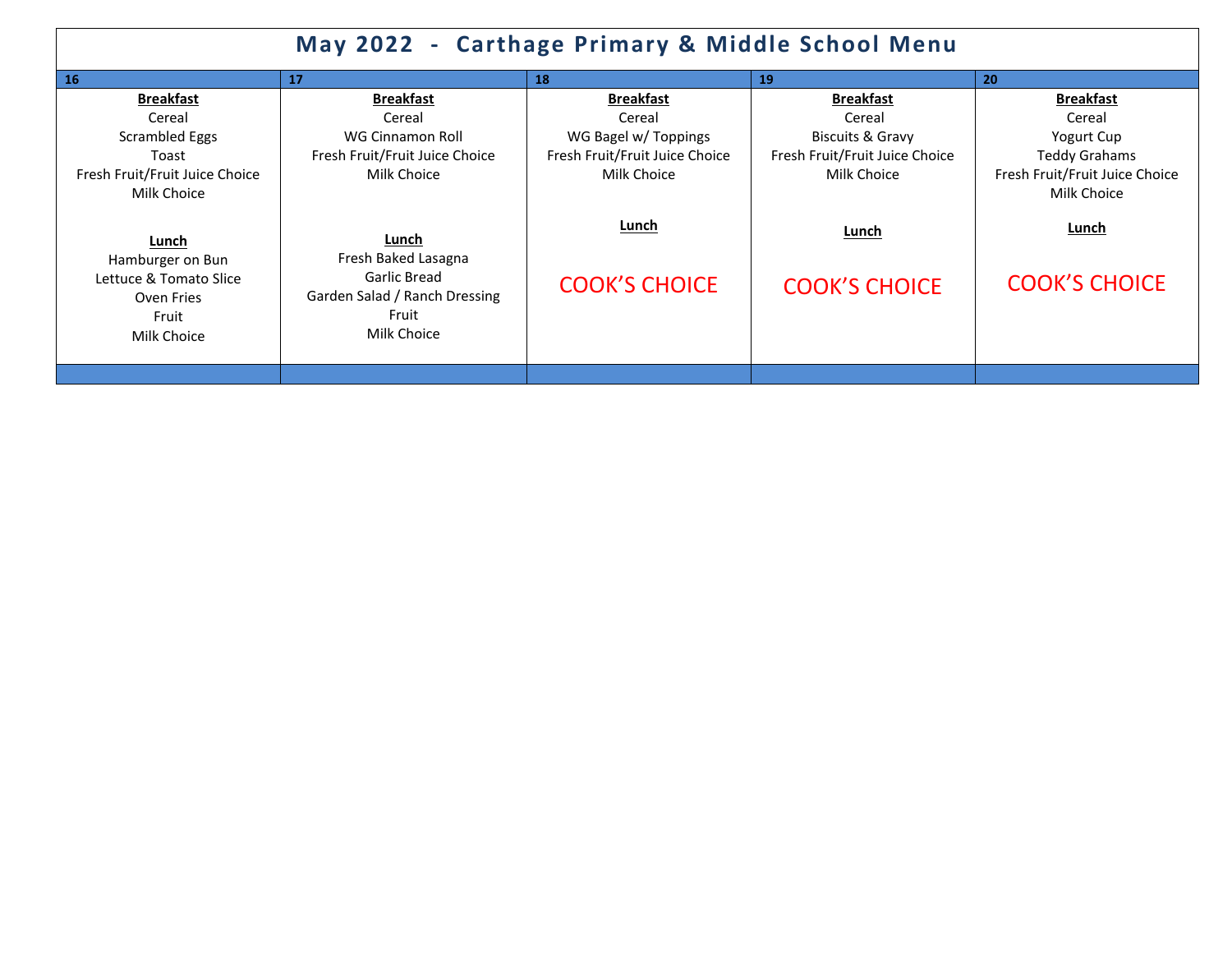# May 2022 - Carthage Primary & Middle School Menu

| 16 | 17 | 18 | 19 | 20 |
|---|---|---|---|---|
| **Breakfast**<br>Cereal<br>Scrambled Eggs<br>Toast<br>Fresh Fruit/Fruit Juice Choice<br>Milk Choice<br><br>**Lunch**<br>Hamburger on Bun<br>Lettuce & Tomato Slice<br>Oven Fries<br>Fruit<br>Milk Choice | **Breakfast**<br>Cereal<br>WG Cinnamon Roll<br>Fresh Fruit/Fruit Juice Choice<br>Milk Choice<br><br>**Lunch**<br>Fresh Baked Lasagna<br>Garlic Bread<br>Garden Salad / Ranch Dressing<br>Fruit<br>Milk Choice | **Breakfast**<br>Cereal<br>WG Bagel w/ Toppings<br>Fresh Fruit/Fruit Juice Choice<br>Milk Choice<br><br>**Lunch**<br>COOK'S CHOICE | **Breakfast**<br>Cereal<br>Biscuits & Gravy<br>Fresh Fruit/Fruit Juice Choice<br>Milk Choice<br><br>**Lunch**<br>COOK'S CHOICE | **Breakfast**<br>Cereal<br>Yogurt Cup<br>Teddy Grahams<br>Fresh Fruit/Fruit Juice Choice<br>Milk Choice<br><br>**Lunch**<br>COOK'S CHOICE |